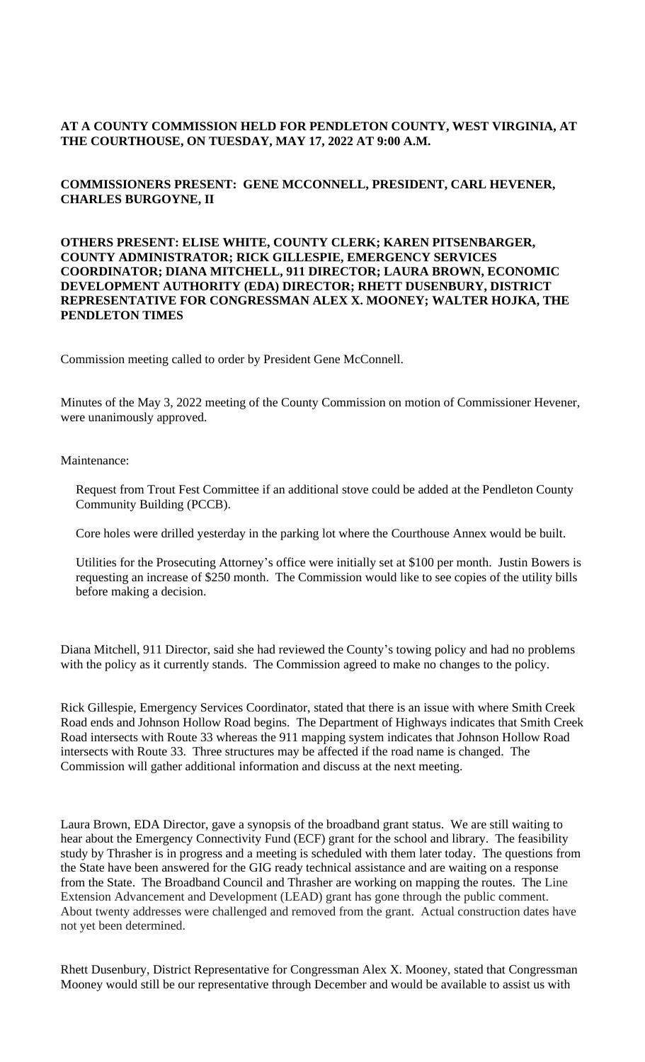**AT A COUNTY COMMISSION HELD FOR PENDLETON COUNTY, WEST VIRGINIA, AT THE COURTHOUSE, ON TUESDAY, MAY 17, 2022 AT 9:00 A.M.**

**COMMISSIONERS PRESENT: GENE MCCONNELL, PRESIDENT, CARL HEVENER, CHARLES BURGOYNE, II**

**OTHERS PRESENT: ELISE WHITE, COUNTY CLERK; KAREN PITSENBARGER, COUNTY ADMINISTRATOR; RICK GILLESPIE, EMERGENCY SERVICES COORDINATOR; DIANA MITCHELL, 911 DIRECTOR; LAURA BROWN, ECONOMIC DEVELOPMENT AUTHORITY (EDA) DIRECTOR; RHETT DUSENBURY, DISTRICT REPRESENTATIVE FOR CONGRESSMAN ALEX X. MOONEY; WALTER HOJKA, THE PENDLETON TIMES**

Commission meeting called to order by President Gene McConnell.

Minutes of the May 3, 2022 meeting of the County Commission on motion of Commissioner Hevener, were unanimously approved.

Maintenance:

Request from Trout Fest Committee if an additional stove could be added at the Pendleton County Community Building (PCCB).

Core holes were drilled yesterday in the parking lot where the Courthouse Annex would be built.

Utilities for the Prosecuting Attorney's office were initially set at $100 per month. Justin Bowers is requesting an increase of $250 month. The Commission would like to see copies of the utility bills before making a decision.

Diana Mitchell, 911 Director, said she had reviewed the County's towing policy and had no problems with the policy as it currently stands. The Commission agreed to make no changes to the policy.

Rick Gillespie, Emergency Services Coordinator, stated that there is an issue with where Smith Creek Road ends and Johnson Hollow Road begins. The Department of Highways indicates that Smith Creek Road intersects with Route 33 whereas the 911 mapping system indicates that Johnson Hollow Road intersects with Route 33. Three structures may be affected if the road name is changed. The Commission will gather additional information and discuss at the next meeting.

Laura Brown, EDA Director, gave a synopsis of the broadband grant status. We are still waiting to hear about the Emergency Connectivity Fund (ECF) grant for the school and library. The feasibility study by Thrasher is in progress and a meeting is scheduled with them later today. The questions from the State have been answered for the GIG ready technical assistance and are waiting on a response from the State. The Broadband Council and Thrasher are working on mapping the routes. The Line Extension Advancement and Development (LEAD) grant has gone through the public comment. About twenty addresses were challenged and removed from the grant. Actual construction dates have not yet been determined.

Rhett Dusenbury, District Representative for Congressman Alex X. Mooney, stated that Congressman Mooney would still be our representative through December and would be available to assist us with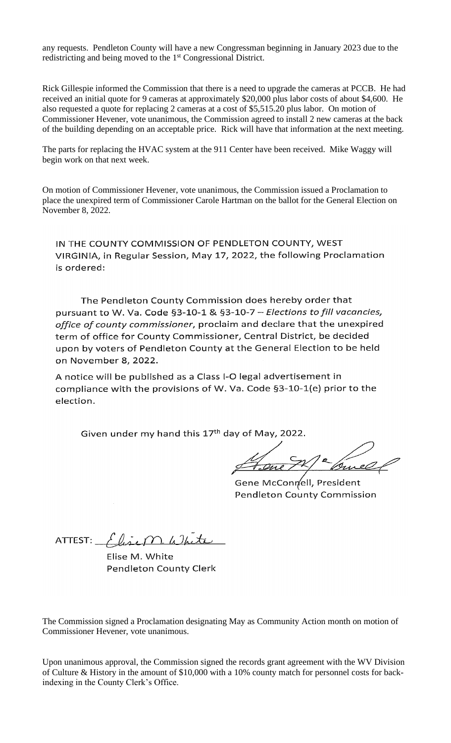any requests. Pendleton County will have a new Congressman beginning in January 2023 due to the redistricting and being moved to the 1st Congressional District.

Rick Gillespie informed the Commission that there is a need to upgrade the cameras at PCCB. He had received an initial quote for 9 cameras at approximately $20,000 plus labor costs of about $4,600. He also requested a quote for replacing 2 cameras at a cost of $5,515.20 plus labor. On motion of Commissioner Hevener, vote unanimous, the Commission agreed to install 2 new cameras at the back of the building depending on an acceptable price. Rick will have that information at the next meeting.

The parts for replacing the HVAC system at the 911 Center have been received. Mike Waggy will begin work on that next week.

On motion of Commissioner Hevener, vote unanimous, the Commission issued a Proclamation to place the unexpired term of Commissioner Carole Hartman on the ballot for the General Election on November 8, 2022.

IN THE COUNTY COMMISSION OF PENDLETON COUNTY, WEST VIRGINIA, in Regular Session, May 17, 2022, the following Proclamation is ordered:

The Pendleton County Commission does hereby order that pursuant to W. Va. Code §3-10-1 & §3-10-7 – *Elections to fill vacancies, office of county commissioner*, proclaim and declare that the unexpired term of office for County Commissioner, Central District, be decided upon by voters of Pendleton County at the General Election to be held on November 8, 2022.

A notice will be published as a Class I-O legal advertisement in compliance with the provisions of W. Va. Code §3-10-1(e) prior to the election.

Given under my hand this 17th day of May, 2022.

Gene McConnell, President
Pendleton County Commission

ATTEST: Elise M. White

Elise M. White
Pendleton County Clerk

The Commission signed a Proclamation designating May as Community Action month on motion of Commissioner Hevener, vote unanimous.

Upon unanimous approval, the Commission signed the records grant agreement with the WV Division of Culture & History in the amount of $10,000 with a 10% county match for personnel costs for back-indexing in the County Clerk's Office.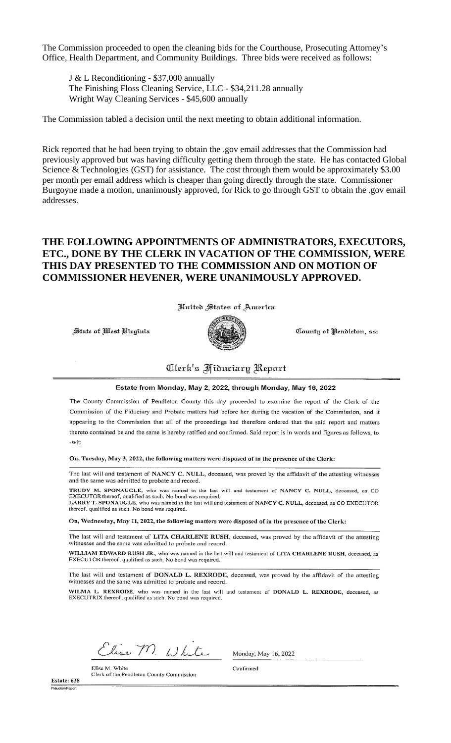The Commission proceeded to open the cleaning bids for the Courthouse, Prosecuting Attorney's Office, Health Department, and Community Buildings. Three bids were received as follows:

J & L Reconditioning - $37,000 annually
The Finishing Floss Cleaning Service, LLC - $34,211.28 annually
Wright Way Cleaning Services - $45,600 annually

The Commission tabled a decision until the next meeting to obtain additional information.

Rick reported that he had been trying to obtain the .gov email addresses that the Commission had previously approved but was having difficulty getting them through the state. He has contacted Global Science & Technologies (GST) for assistance. The cost through them would be approximately $3.00 per month per email address which is cheaper than going directly through the state. Commissioner Burgoyne made a motion, unanimously approved, for Rick to go through GST to obtain the .gov email addresses.

## THE FOLLOWING APPOINTMENTS OF ADMINISTRATORS, EXECUTORS, ETC., DONE BY THE CLERK IN VACATION OF THE COMMISSION, WERE THIS DAY PRESENTED TO THE COMMISSION AND ON MOTION OF COMMISSIONER HEVENER, WERE UNANIMOUSLY APPROVED.

United States of America

State of West Virginia　　　　　　County of Pendleton, ss:

### Clerk's Fiduciary Report

**Estate from Monday, May 2, 2022, through Monday, May 16, 2022**

The County Commission of Pendleton County this day proceeded to examine the report of the Clerk of the Commission of the Fiduciary and Probate matters had before her during the vacation of the Commission, and it appearing to the Commission that all of the proceedings had therefore ordered that the said report and matters thereto contained be and the same is hereby ratified and confirmed. Said report is in words and figures as follows, to -wit:

**On, Tuesday, May 3, 2022, the following matters were disposed of in the presence of the Clerk:**

The last will and testament of **NANCY C. NULL**, deceased, was proved by the affidavit of the attesting witnesses and the same was admitted to probate and record.

**TRUDY M. SPONAUGLE**, who was named in the last will and testament of **NANCY C. NULL**, deceased, as CO EXECUTOR thereof, qualified as such. No bond was required.
**LARRY T. SPONAUGLE**, who was named in the last will and testament of **NANCY C. NULL**, deceased, as CO EXECUTOR thereof, qualified as such. No bond was required.

**On, Wednesday, May 11, 2022, the following matters were disposed of in the presence of the Clerk:**

The last will and testament of **LITA CHARLENE RUSH**, deceased, was proved by the affidavit of the attesting witnesses and the same was admitted to probate and record.

**WILLIAM EDWARD RUSH JR.**, who was named in the last will and testament of **LITA CHARLENE RUSH**, deceased, as EXECUTOR thereof, qualified as such. No bond was required.

The last will and testament of **DONALD L. REXRODE**, deceased, was proved by the affidavit of the attesting witnesses and the same was admitted to probate and record.

**WILMA L. REXRODE**, who was named in the last will and testament of **DONALD L. REXRODE**, deceased, as EXECUTRIX thereof, qualified as such. No bond was required.

Elise M. White　　　　Monday, May 16, 2022

Elise M. White
Clerk of the Pendleton County Commission　　　　Confirmed

**Estate: 638**
FiduciaryReport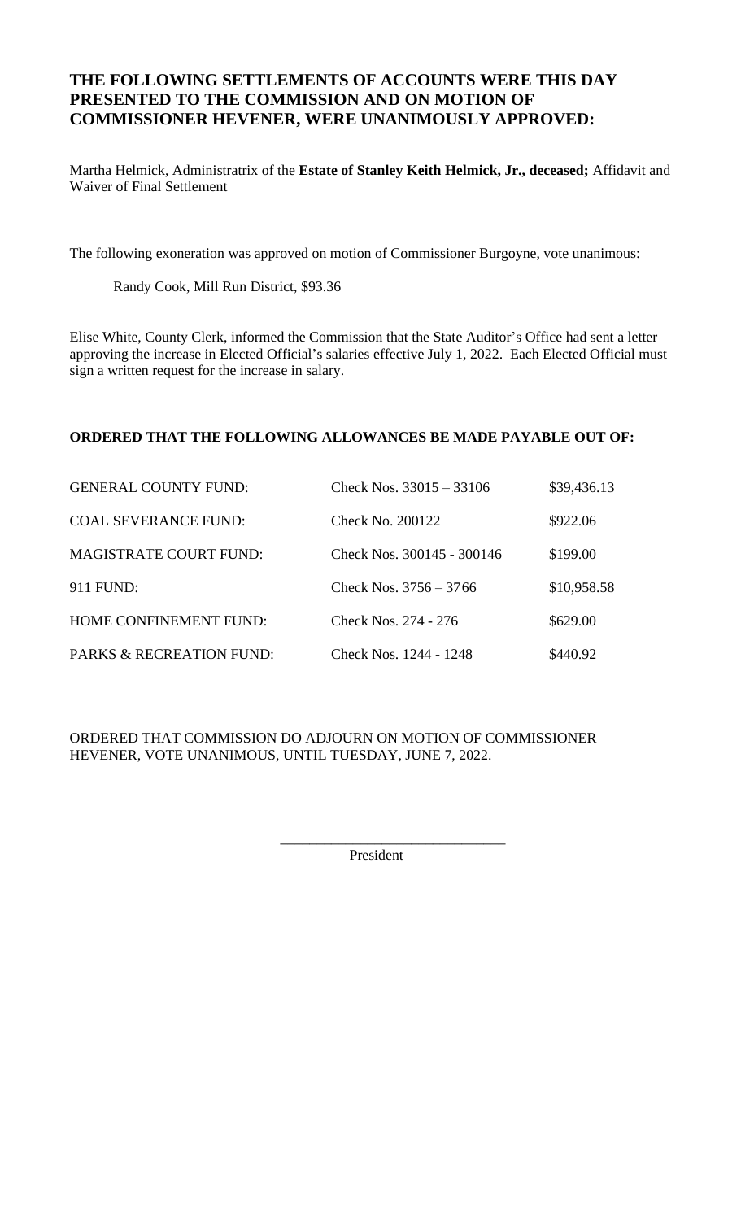**THE FOLLOWING SETTLEMENTS OF ACCOUNTS WERE THIS DAY PRESENTED TO THE COMMISSION AND ON MOTION OF COMMISSIONER HEVENER, WERE UNANIMOUSLY APPROVED:**

Martha Helmick, Administratrix of the **Estate of Stanley Keith Helmick, Jr., deceased;** Affidavit and Waiver of Final Settlement

The following exoneration was approved on motion of Commissioner Burgoyne, vote unanimous:

Randy Cook, Mill Run District, $93.36

Elise White, County Clerk, informed the Commission that the State Auditor's Office had sent a letter approving the increase in Elected Official's salaries effective July 1, 2022. Each Elected Official must sign a written request for the increase in salary.

**ORDERED THAT THE FOLLOWING ALLOWANCES BE MADE PAYABLE OUT OF:**

| | | |
|---|---|---|
| GENERAL COUNTY FUND: | Check Nos. 33015 – 33106 | $39,436.13 |
| COAL SEVERANCE FUND: | Check No. 200122 | $922.06 |
| MAGISTRATE COURT FUND: | Check Nos. 300145 - 300146 | $199.00 |
| 911 FUND: | Check Nos. 3756 – 3766 | $10,958.58 |
| HOME CONFINEMENT FUND: | Check Nos. 274 - 276 | $629.00 |
| PARKS & RECREATION FUND: | Check Nos. 1244 - 1248 | $440.92 |

ORDERED THAT COMMISSION DO ADJOURN ON MOTION OF COMMISSIONER HEVENER, VOTE UNANIMOUS, UNTIL TUESDAY, JUNE 7, 2022.

\_\_\_\_\_\_\_\_\_\_\_\_\_\_\_\_\_\_\_\_\_\_\_\_\_\_\_\_\_\_\_

President